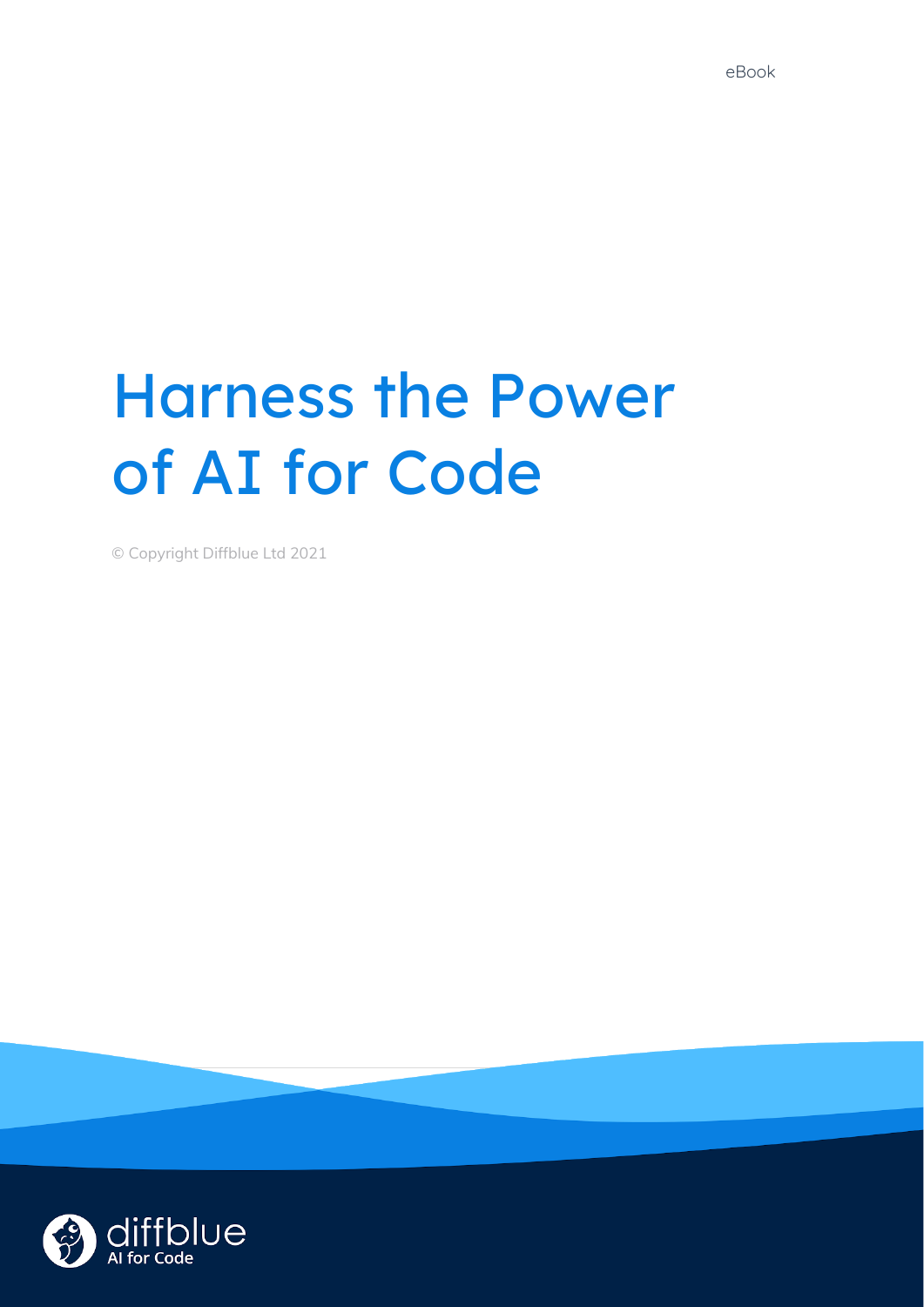eBook

# Harness the Power of AI for Code

© Copyright Diffblue Ltd 2021

diffblue
AI for Code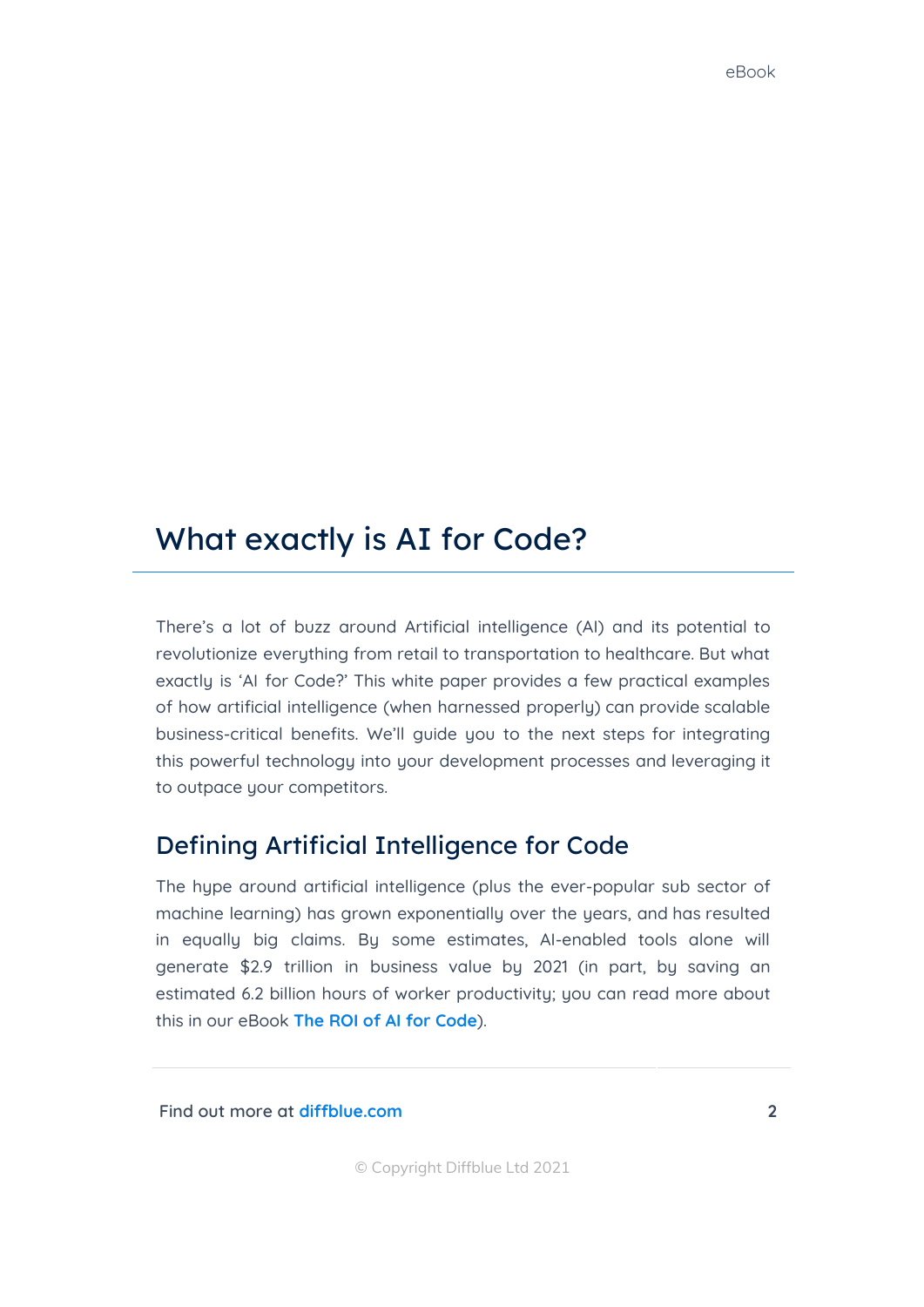# What exactly is AI for Code?

There's a lot of buzz around Artificial intelligence (AI) and its potential to revolutionize everything from retail to transportation to healthcare. But what exactly is 'AI for Code?' This white paper provides a few practical examples of how artificial intelligence (when harnessed properly) can provide scalable business-critical benefits. We'll guide you to the next steps for integrating this powerful technology into your development processes and leveraging it to outpace your competitors.

## Defining Artificial Intelligence for Code

The hype around artificial intelligence (plus the ever-popular sub sector of machine learning) has grown exponentially over the years, and has resulted in equally big claims. By some estimates, AI-enabled tools alone will generate $2.9 trillion in business value by 2021 (in part, by saving an estimated 6.2 billion hours of worker productivity; you can read more about this in our eBook **The ROI of AI for Code**).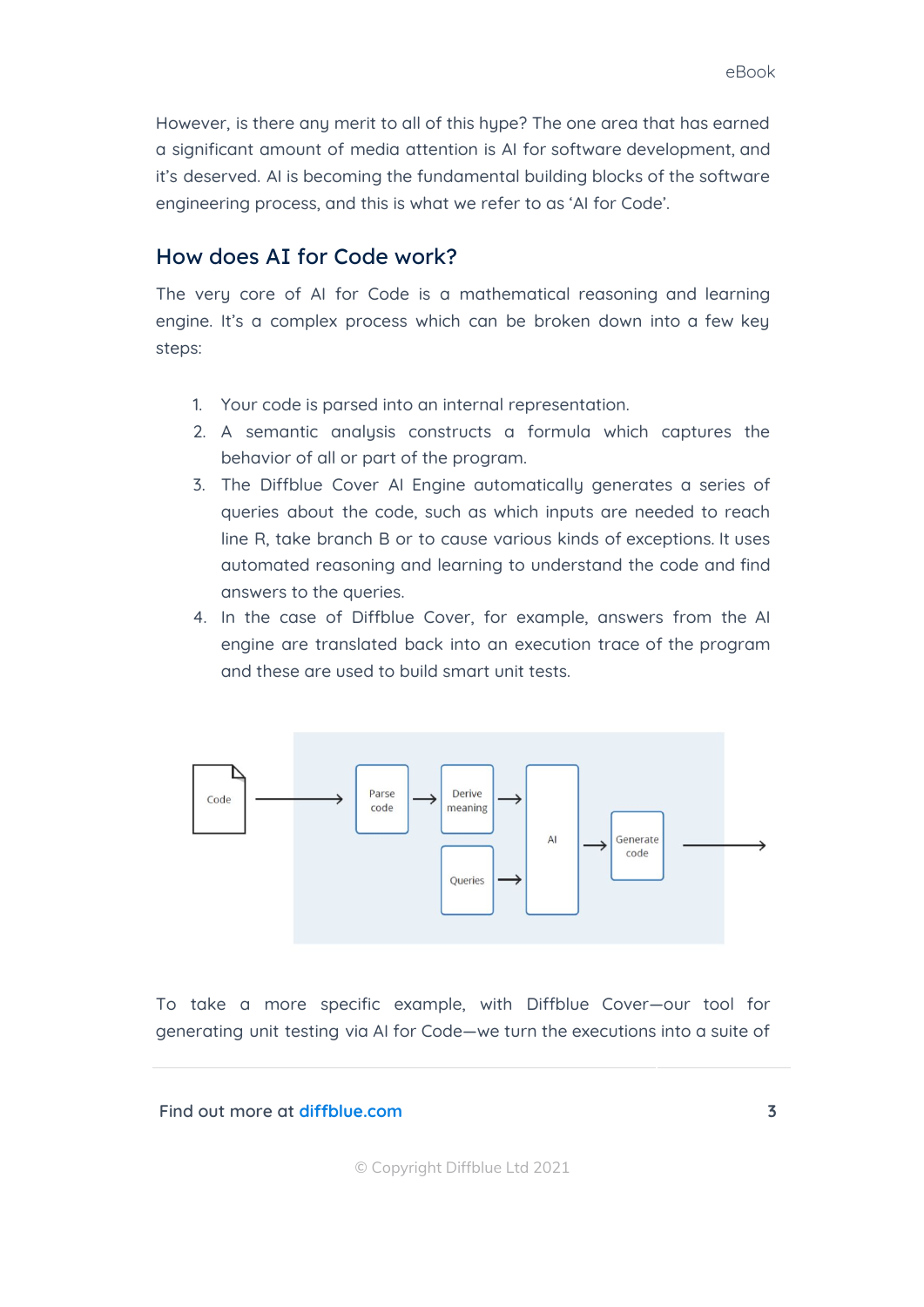However, is there any merit to all of this hype? The one area that has earned a significant amount of media attention is AI for software development, and it's deserved. AI is becoming the fundamental building blocks of the software engineering process, and this is what we refer to as 'AI for Code'.

## How does AI for Code work?

The very core of AI for Code is a mathematical reasoning and learning engine. It's a complex process which can be broken down into a few key steps:

1. Your code is parsed into an internal representation.
2. A semantic analysis constructs a formula which captures the behavior of all or part of the program.
3. The Diffblue Cover AI Engine automatically generates a series of queries about the code, such as which inputs are needed to reach line R, take branch B or to cause various kinds of exceptions. It uses automated reasoning and learning to understand the code and find answers to the queries.
4. In the case of Diffblue Cover, for example, answers from the AI engine are translated back into an execution trace of the program and these are used to build smart unit tests.

Code → Parse code → Derive meaning → AI → Generate code →
Queries → AI

To take a more specific example, with Diffblue Cover—our tool for generating unit testing via AI for Code—we turn the executions into a suite of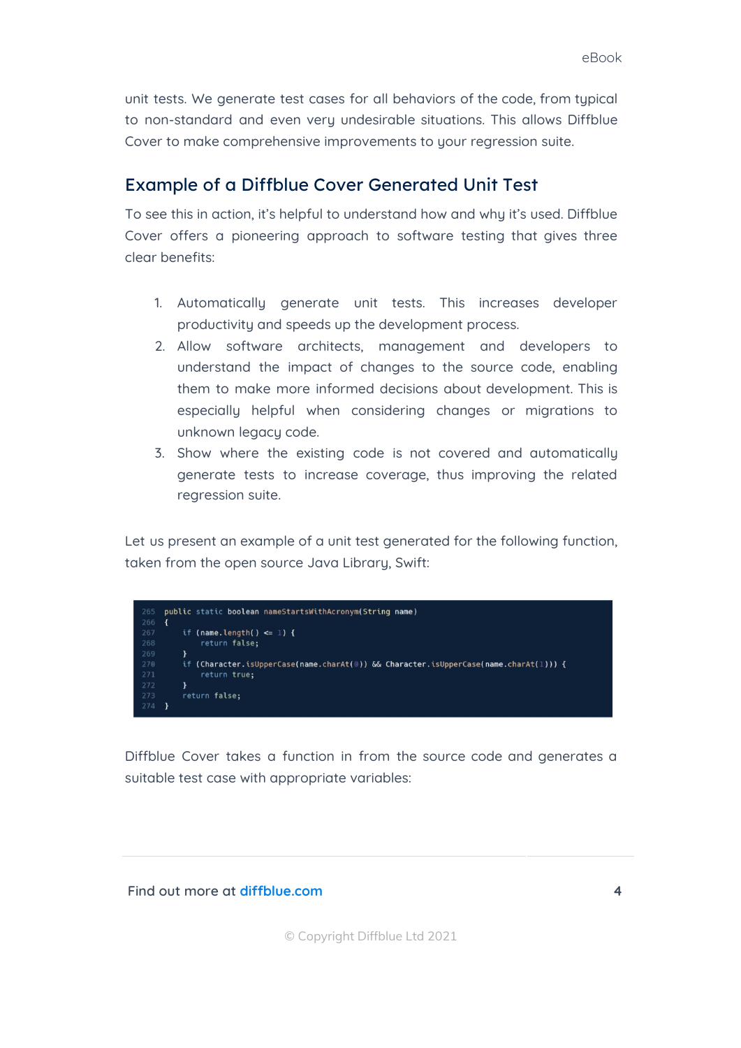unit tests. We generate test cases for all behaviors of the code, from typical to non-standard and even very undesirable situations. This allows Diffblue Cover to make comprehensive improvements to your regression suite.

## Example of a Diffblue Cover Generated Unit Test

To see this in action, it's helpful to understand how and why it's used. Diffblue Cover offers a pioneering approach to software testing that gives three clear benefits:

1. Automatically generate unit tests. This increases developer productivity and speeds up the development process.
2. Allow software architects, management and developers to understand the impact of changes to the source code, enabling them to make more informed decisions about development. This is especially helpful when considering changes or migrations to unknown legacy code.
3. Show where the existing code is not covered and automatically generate tests to increase coverage, thus improving the related regression suite.

Let us present an example of a unit test generated for the following function, taken from the open source Java Library, Swift:

```
265  public static boolean nameStartsWithAcronym(String name)
266  {
267      if (name.length() <= 1) {
268          return false;
269      }
270      if (Character.isUpperCase(name.charAt(0)) && Character.isUpperCase(name.charAt(1))) {
271          return true;
272      }
273      return false;
274  }
```

Diffblue Cover takes a function in from the source code and generates a suitable test case with appropriate variables: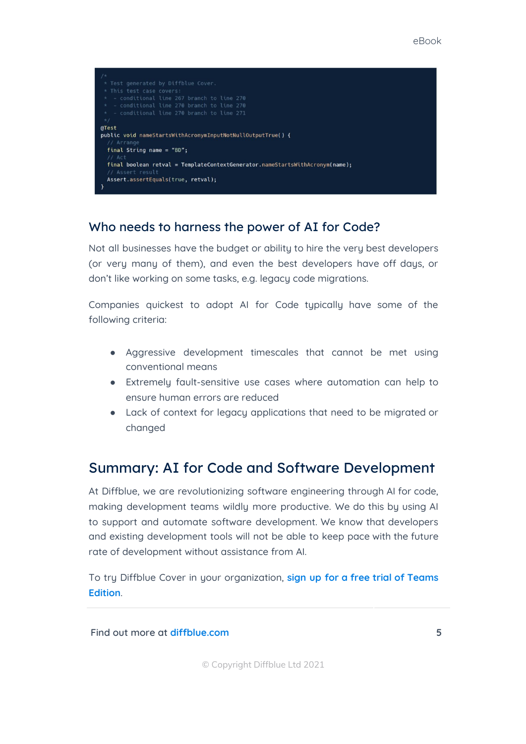```java
/*
 * Test generated by Diffblue Cover.
 * This test case covers:
 *  - conditional line 267 branch to line 270
 *  - conditional line 270 branch to line 270
 *  - conditional line 270 branch to line 271
 */
@Test
public void nameStartsWithAcronymInputNotNullOutputTrue() {
  // Arrange
  final String name = "BD";
  // Act
  final boolean retval = TemplateContextGenerator.nameStartsWithAcronym(name);
  // Assert result
  Assert.assertEquals(true, retval);
}
```

## Who needs to harness the power of AI for Code?

Not all businesses have the budget or ability to hire the very best developers (or very many of them), and even the best developers have off days, or don't like working on some tasks, e.g. legacy code migrations.

Companies quickest to adopt AI for Code typically have some of the following criteria:

- Aggressive development timescales that cannot be met using conventional means
- Extremely fault-sensitive use cases where automation can help to ensure human errors are reduced
- Lack of context for legacy applications that need to be migrated or changed

## Summary: AI for Code and Software Development

At Diffblue, we are revolutionizing software engineering through AI for code, making development teams wildly more productive. We do this by using AI to support and automate software development. We know that developers and existing development tools will not be able to keep pace with the future rate of development without assistance from AI.

To try Diffblue Cover in your organization, **sign up for a free trial of Teams Edition**.

Find out more at diffblue.com

© Copyright Diffblue Ltd 2021